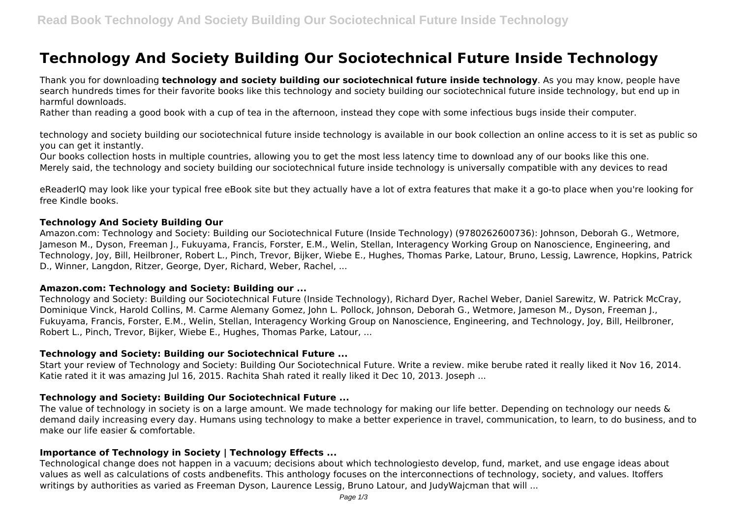# Technology And Society Building Our Sociotechnical Future Inside Technology

Thank you for downloading **technology and society building our sociotechnical future inside technology**. As you may know, people have search hundreds times for their favorite books like this technology and society building our sociotechnical future inside technology, but end up in harmful downloads.

Rather than reading a good book with a cup of tea in the afternoon, instead they cope with some infectious bugs inside their computer.

technology and society building our sociotechnical future inside technology is available in our book collection an online access to it is set as public so you can get it instantly.

Our books collection hosts in multiple countries, allowing you to get the most less latency time to download any of our books like this one.

Merely said, the technology and society building our sociotechnical future inside technology is universally compatible with any devices to read

eReaderIQ may look like your typical free eBook site but they actually have a lot of extra features that make it a go-to place when you're looking for free Kindle books.

### Technology And Society Building Our

Amazon.com: Technology and Society: Building our Sociotechnical Future (Inside Technology) (9780262600736): Johnson, Deborah G., Wetmore, Jameson M., Dyson, Freeman J., Fukuyama, Francis, Forster, E.M., Welin, Stellan, Interagency Working Group on Nanoscience, Engineering, and Technology, Joy, Bill, Heilbroner, Robert L., Pinch, Trevor, Bijker, Wiebe E., Hughes, Thomas Parke, Latour, Bruno, Lessig, Lawrence, Hopkins, Patrick D., Winner, Langdon, Ritzer, George, Dyer, Richard, Weber, Rachel, ...

### Amazon.com: Technology and Society: Building our ...

Technology and Society: Building our Sociotechnical Future (Inside Technology), Richard Dyer, Rachel Weber, Daniel Sarewitz, W. Patrick McCray, Dominique Vinck, Harold Collins, M. Carme Alemany Gomez, John L. Pollock, Johnson, Deborah G., Wetmore, Jameson M., Dyson, Freeman J., Fukuyama, Francis, Forster, E.M., Welin, Stellan, Interagency Working Group on Nanoscience, Engineering, and Technology, Joy, Bill, Heilbroner, Robert L., Pinch, Trevor, Bijker, Wiebe E., Hughes, Thomas Parke, Latour, ...

### Technology and Society: Building our Sociotechnical Future ...

Start your review of Technology and Society: Building Our Sociotechnical Future. Write a review. mike berube rated it really liked it Nov 16, 2014. Katie rated it it was amazing Jul 16, 2015. Rachita Shah rated it really liked it Dec 10, 2013. Joseph ...

### Technology and Society: Building Our Sociotechnical Future ...

The value of technology in society is on a large amount. We made technology for making our life better. Depending on technology our needs & demand daily increasing every day. Humans using technology to make a better experience in travel, communication, to learn, to do business, and to make our life easier & comfortable.

### Importance of Technology in Society | Technology Effects ...

Technological change does not happen in a vacuum; decisions about which technologiesto develop, fund, market, and use engage ideas about values as well as calculations of costs andbenefits. This anthology focuses on the interconnections of technology, society, and values. Itoffers writings by authorities as varied as Freeman Dyson, Laurence Lessig, Bruno Latour, and JudyWajcman that will ...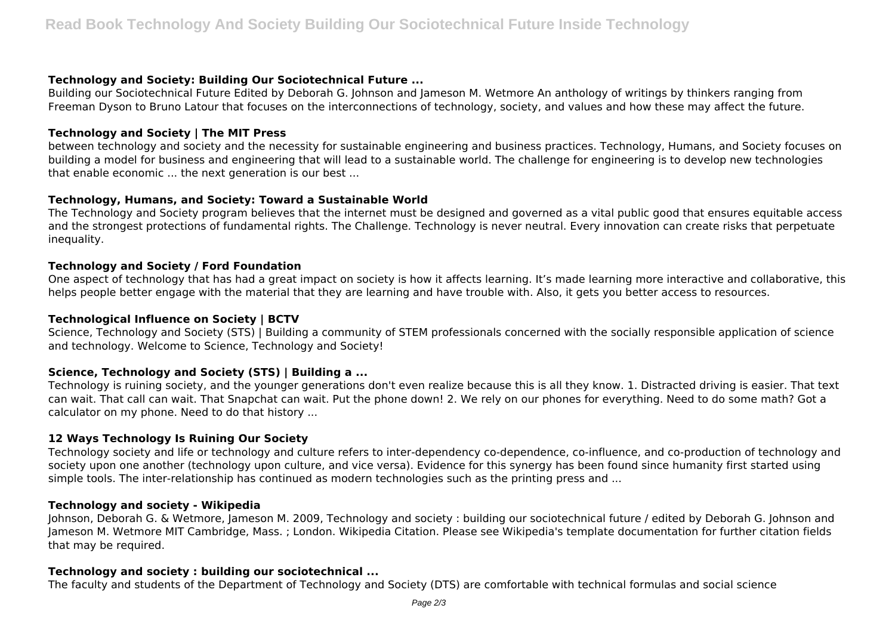### Technology and Society: Building Our Sociotechnical Future ...

Building our Sociotechnical Future Edited by Deborah G. Johnson and Jameson M. Wetmore An anthology of writings by thinkers ranging from Freeman Dyson to Bruno Latour that focuses on the interconnections of technology, society, and values and how these may affect the future.

### Technology and Society | The MIT Press

between technology and society and the necessity for sustainable engineering and business practices. Technology, Humans, and Society focuses on building a model for business and engineering that will lead to a sustainable world. The challenge for engineering is to develop new technologies that enable economic ... the next generation is our best ...

### Technology, Humans, and Society: Toward a Sustainable World

The Technology and Society program believes that the internet must be designed and governed as a vital public good that ensures equitable access and the strongest protections of fundamental rights. The Challenge. Technology is never neutral. Every innovation can create risks that perpetuate inequality.

### Technology and Society / Ford Foundation

One aspect of technology that has had a great impact on society is how it affects learning. It's made learning more interactive and collaborative, this helps people better engage with the material that they are learning and have trouble with. Also, it gets you better access to resources.

### Technological Influence on Society | BCTV

Science, Technology and Society (STS) | Building a community of STEM professionals concerned with the socially responsible application of science and technology. Welcome to Science, Technology and Society!

### Science, Technology and Society (STS) | Building a ...

Technology is ruining society, and the younger generations don't even realize because this is all they know. 1. Distracted driving is easier. That text can wait. That call can wait. That Snapchat can wait. Put the phone down! 2. We rely on our phones for everything. Need to do some math? Got a calculator on my phone. Need to do that history ...

### 12 Ways Technology Is Ruining Our Society

Technology society and life or technology and culture refers to inter-dependency co-dependence, co-influence, and co-production of technology and society upon one another (technology upon culture, and vice versa). Evidence for this synergy has been found since humanity first started using simple tools. The inter-relationship has continued as modern technologies such as the printing press and ...

### Technology and society - Wikipedia

Johnson, Deborah G. & Wetmore, Jameson M. 2009, Technology and society : building our sociotechnical future / edited by Deborah G. Johnson and Jameson M. Wetmore MIT Cambridge, Mass. ; London. Wikipedia Citation. Please see Wikipedia's template documentation for further citation fields that may be required.

### Technology and society : building our sociotechnical ...

The faculty and students of the Department of Technology and Society (DTS) are comfortable with technical formulas and social science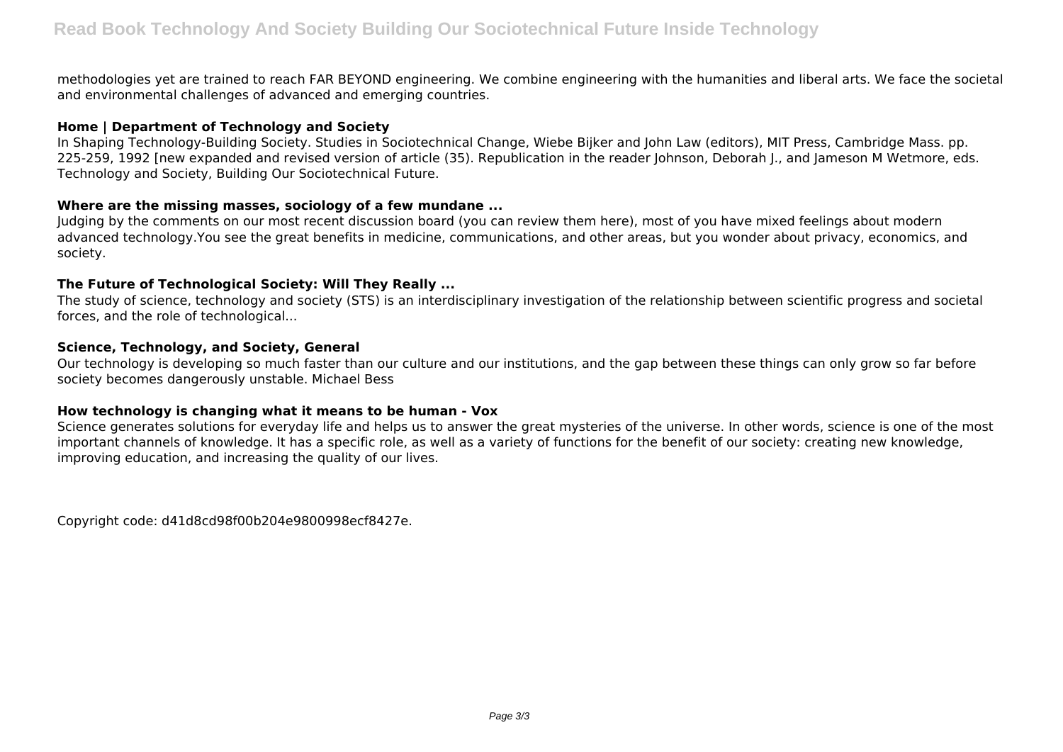methodologies yet are trained to reach FAR BEYOND engineering. We combine engineering with the humanities and liberal arts. We face the societal and environmental challenges of advanced and emerging countries.

### Home | Department of Technology and Society

In Shaping Technology-Building Society. Studies in Sociotechnical Change, Wiebe Bijker and John Law (editors), MIT Press, Cambridge Mass. pp. 225-259, 1992 [new expanded and revised version of article (35). Republication in the reader Johnson, Deborah J., and Jameson M Wetmore, eds. Technology and Society, Building Our Sociotechnical Future.

### Where are the missing masses, sociology of a few mundane ...

Judging by the comments on our most recent discussion board (you can review them here), most of you have mixed feelings about modern advanced technology.You see the great benefits in medicine, communications, and other areas, but you wonder about privacy, economics, and society.

### The Future of Technological Society: Will They Really ...

The study of science, technology and society (STS) is an interdisciplinary investigation of the relationship between scientific progress and societal forces, and the role of technological...

### Science, Technology, and Society, General

Our technology is developing so much faster than our culture and our institutions, and the gap between these things can only grow so far before society becomes dangerously unstable. Michael Bess

### How technology is changing what it means to be human - Vox

Science generates solutions for everyday life and helps us to answer the great mysteries of the universe. In other words, science is one of the most important channels of knowledge. It has a specific role, as well as a variety of functions for the benefit of our society: creating new knowledge, improving education, and increasing the quality of our lives.

Copyright code: d41d8cd98f00b204e9800998ecf8427e.